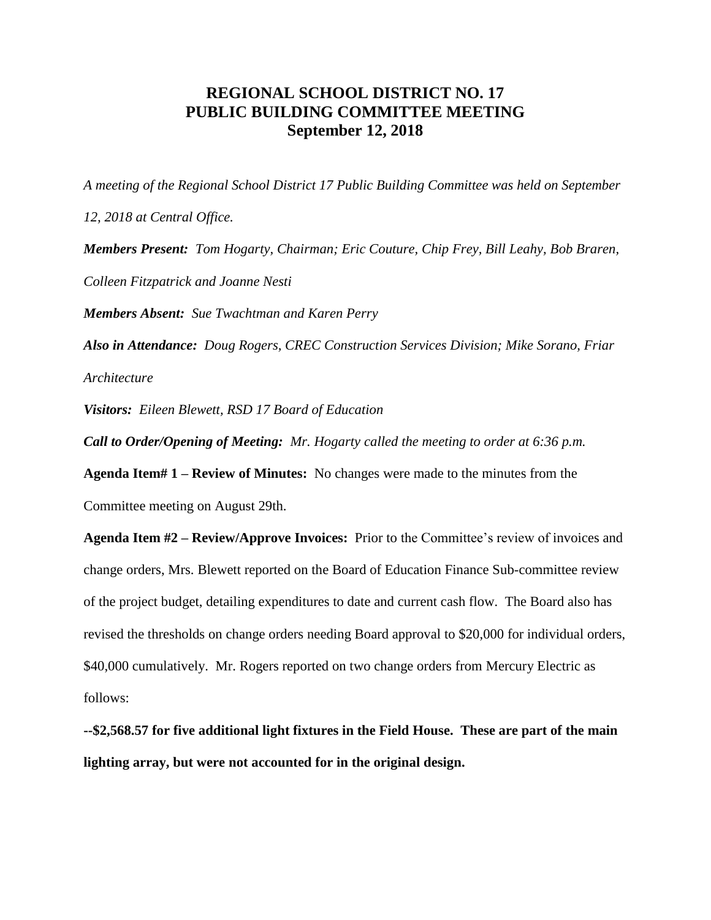# REGIONAL SCHOOL DISTRICT NO. 17
# PUBLIC BUILDING COMMITTEE MEETING
# September 12, 2018

*A meeting of the Regional School District 17 Public Building Committee was held on September 12, 2018 at Central Office.*

***Members Present:*** *Tom Hogarty, Chairman; Eric Couture, Chip Frey, Bill Leahy, Bob Braren, Colleen Fitzpatrick and Joanne Nesti*

***Members Absent:*** *Sue Twachtman and Karen Perry*

***Also in Attendance:*** *Doug Rogers, CREC Construction Services Division; Mike Sorano, Friar Architecture*

***Visitors:*** *Eileen Blewett, RSD 17 Board of Education*

***Call to Order/Opening of Meeting:*** *Mr. Hogarty called the meeting to order at 6:36 p.m.*

**Agenda Item# 1 – Review of Minutes:** No changes were made to the minutes from the Committee meeting on August 29th.

**Agenda Item #2 – Review/Approve Invoices:** Prior to the Committee's review of invoices and change orders, Mrs. Blewett reported on the Board of Education Finance Sub-committee review of the project budget, detailing expenditures to date and current cash flow. The Board also has revised the thresholds on change orders needing Board approval to $20,000 for individual orders, $40,000 cumulatively. Mr. Rogers reported on two change orders from Mercury Electric as follows:

**--$2,568.57 for five additional light fixtures in the Field House. These are part of the main lighting array, but were not accounted for in the original design.**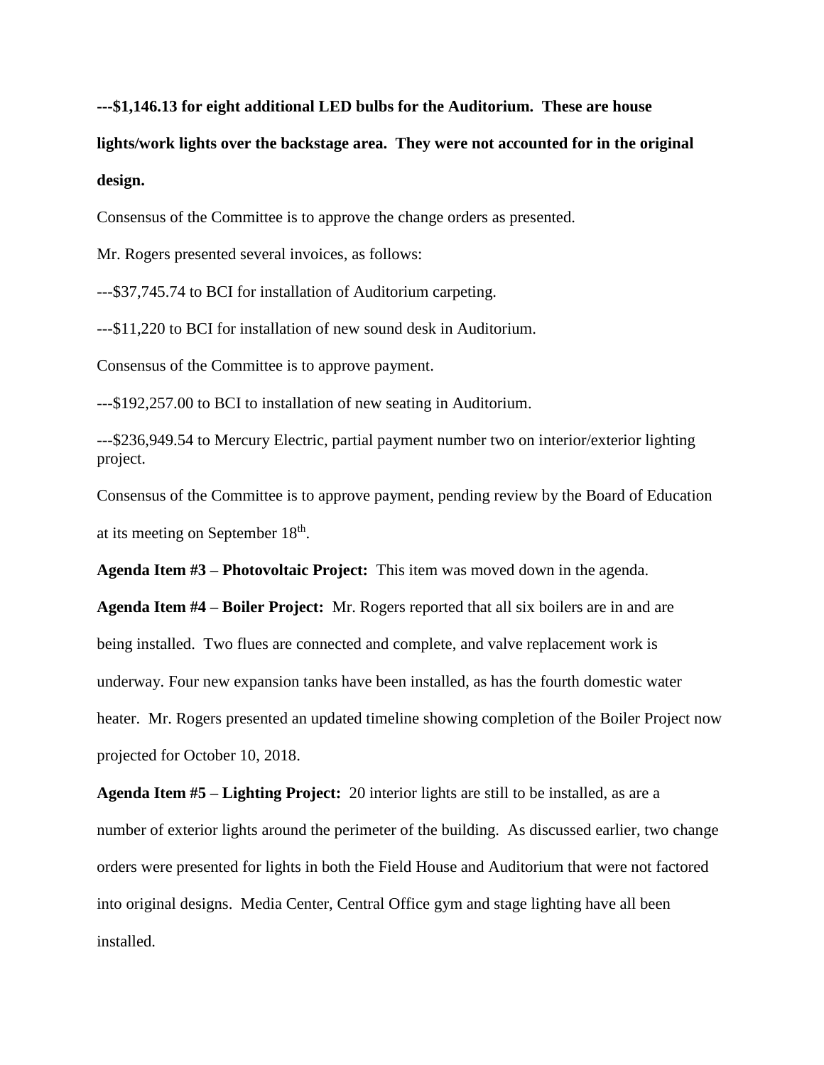**---$1,146.13 for eight additional LED bulbs for the Auditorium. These are house lights/work lights over the backstage area. They were not accounted for in the original design.**

Consensus of the Committee is to approve the change orders as presented.

Mr. Rogers presented several invoices, as follows:

---$37,745.74 to BCI for installation of Auditorium carpeting.

---$11,220 to BCI for installation of new sound desk in Auditorium.

Consensus of the Committee is to approve payment.

---$192,257.00 to BCI to installation of new seating in Auditorium.

---$236,949.54 to Mercury Electric, partial payment number two on interior/exterior lighting project.

Consensus of the Committee is to approve payment, pending review by the Board of Education at its meeting on September 18th.

**Agenda Item #3 – Photovoltaic Project:** This item was moved down in the agenda.

**Agenda Item #4 – Boiler Project:** Mr. Rogers reported that all six boilers are in and are being installed. Two flues are connected and complete, and valve replacement work is underway. Four new expansion tanks have been installed, as has the fourth domestic water heater. Mr. Rogers presented an updated timeline showing completion of the Boiler Project now projected for October 10, 2018.

**Agenda Item #5 – Lighting Project:** 20 interior lights are still to be installed, as are a number of exterior lights around the perimeter of the building. As discussed earlier, two change orders were presented for lights in both the Field House and Auditorium that were not factored into original designs. Media Center, Central Office gym and stage lighting have all been installed.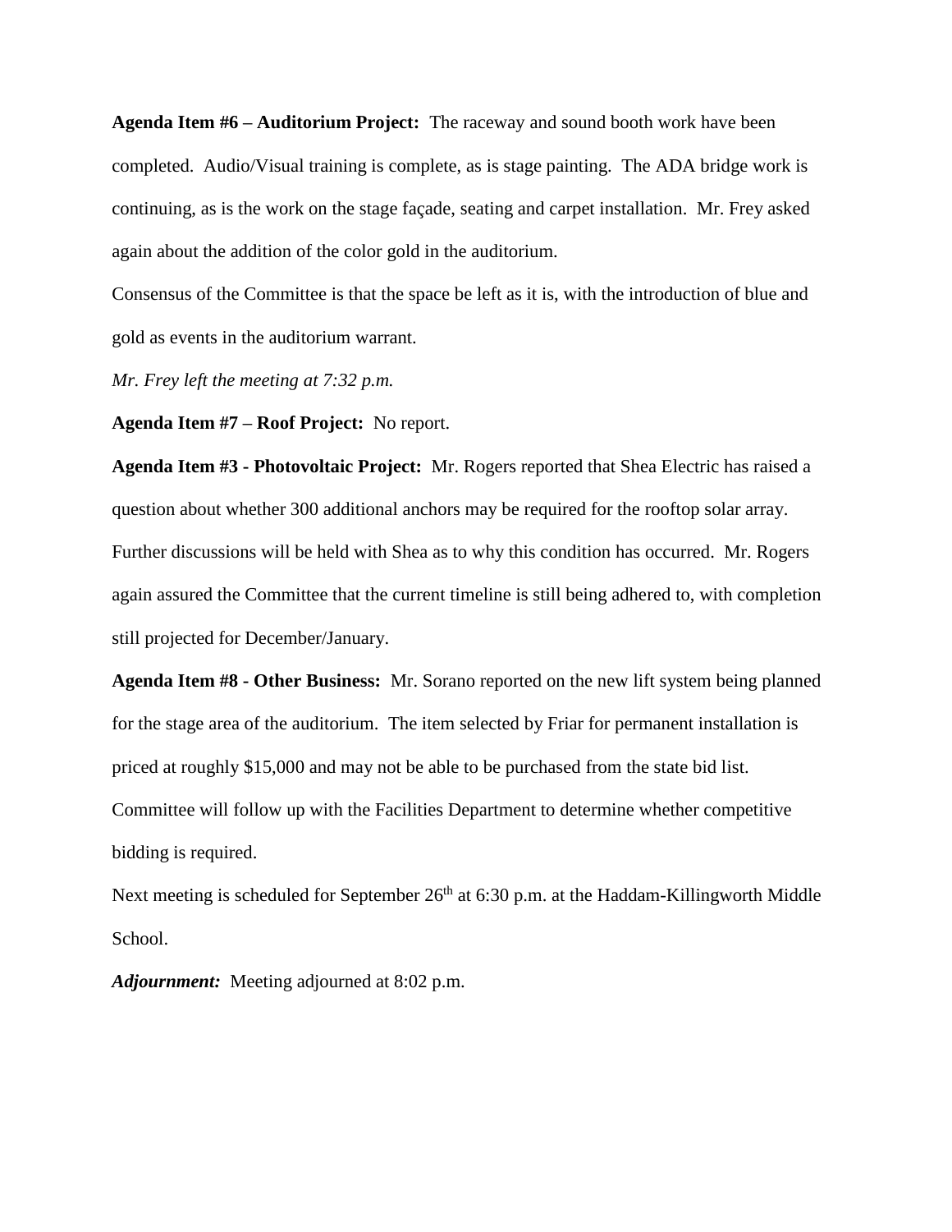**Agenda Item #6 – Auditorium Project:** The raceway and sound booth work have been completed. Audio/Visual training is complete, as is stage painting. The ADA bridge work is continuing, as is the work on the stage façade, seating and carpet installation. Mr. Frey asked again about the addition of the color gold in the auditorium.

Consensus of the Committee is that the space be left as it is, with the introduction of blue and gold as events in the auditorium warrant.

*Mr. Frey left the meeting at 7:32 p.m.*

**Agenda Item #7 – Roof Project:** No report.

**Agenda Item #3 - Photovoltaic Project:** Mr. Rogers reported that Shea Electric has raised a question about whether 300 additional anchors may be required for the rooftop solar array. Further discussions will be held with Shea as to why this condition has occurred. Mr. Rogers again assured the Committee that the current timeline is still being adhered to, with completion still projected for December/January.

**Agenda Item #8 - Other Business:** Mr. Sorano reported on the new lift system being planned for the stage area of the auditorium. The item selected by Friar for permanent installation is priced at roughly $15,000 and may not be able to be purchased from the state bid list. Committee will follow up with the Facilities Department to determine whether competitive bidding is required.

Next meeting is scheduled for September 26th at 6:30 p.m. at the Haddam-Killingworth Middle School.

***Adjournment:*** Meeting adjourned at 8:02 p.m.